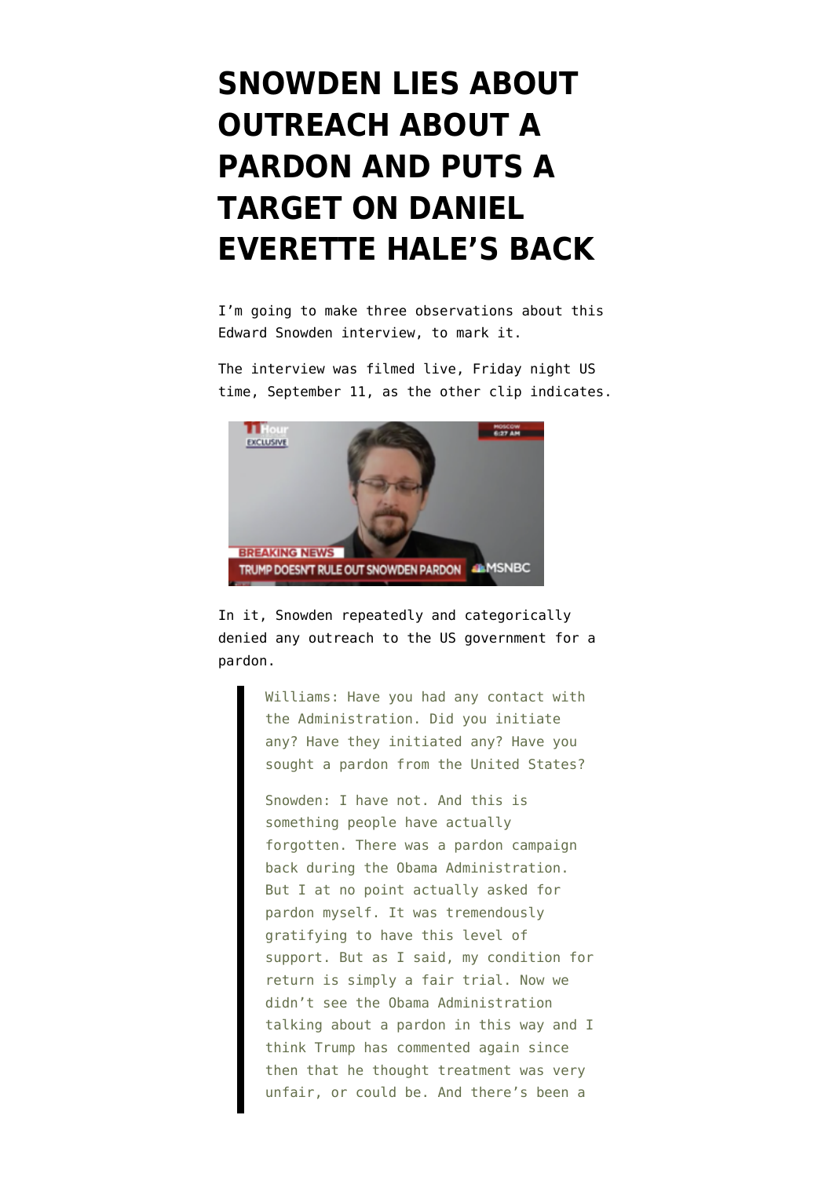# SNOWDEN LIES ABOUT OUTREACH ABOUT A PARDON AND PUTS A TARGET ON DANIEL EVERETTE HALE'S BACK

I'm going to make three observations about this Edward Snowden interview, to mark it.

The interview was filmed live, Friday night US time, September 11, as the other clip indicates.

In it, Snowden repeatedly and categorically denied any outreach to the US government for a pardon.

> Williams: Have you had any contact with the Administration. Did you initiate any? Have they initiated any? Have you sought a pardon from the United States?
>
> Snowden: I have not. And this is something people have actually forgotten. There was a pardon campaign back during the Obama Administration. But I at no point actually asked for pardon myself. It was tremendously gratifying to have this level of support. But as I said, my condition for return is simply a fair trial. Now we didn't see the Obama Administration talking about a pardon in this way and I think Trump has commented again since then that he thought treatment was very unfair, or could be. And there's been a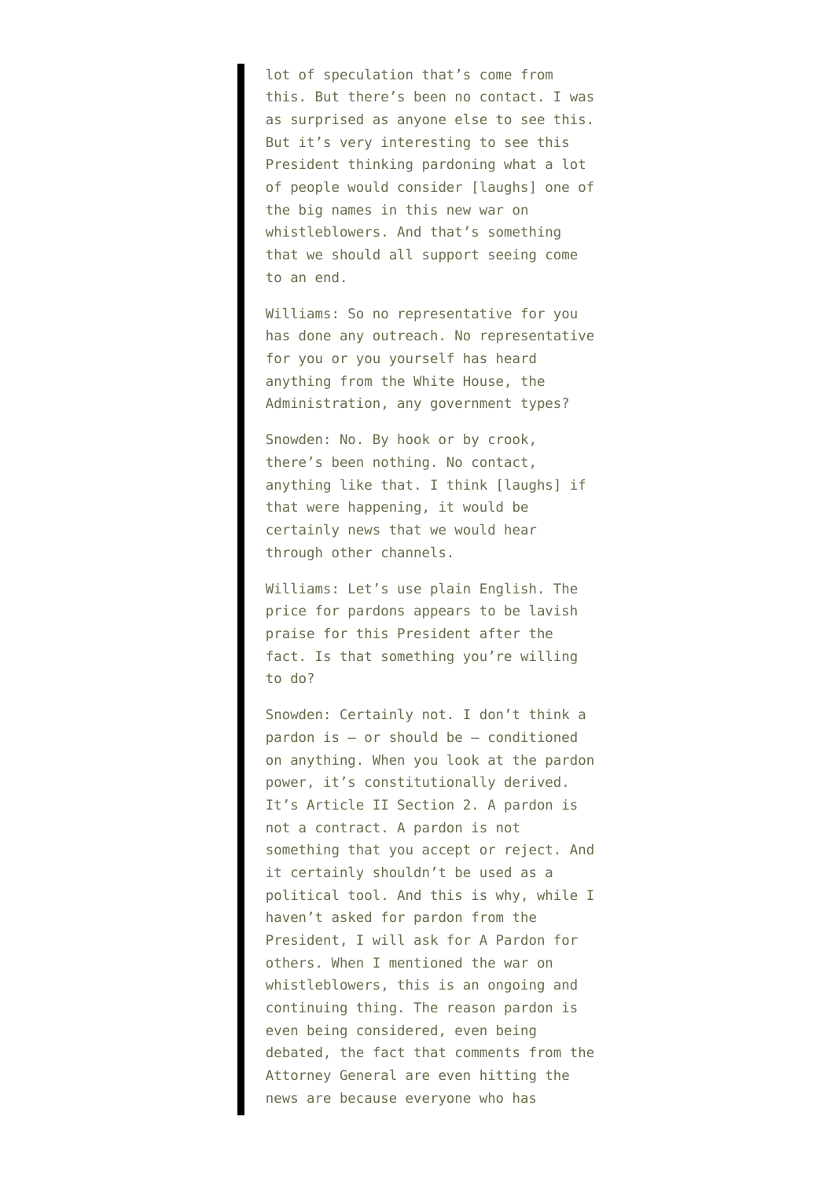> lot of speculation that's come from this. But there's been no contact. I was as surprised as anyone else to see this. But it's very interesting to see this President thinking pardoning what a lot of people would consider [laughs] one of the big names in this new war on whistleblowers. And that's something that we should all support seeing come to an end.
>
> Williams: So no representative for you has done any outreach. No representative for you or you yourself has heard anything from the White House, the Administration, any government types?
>
> Snowden: No. By hook or by crook, there's been nothing. No contact, anything like that. I think [laughs] if that were happening, it would be certainly news that we would hear through other channels.
>
> Williams: Let's use plain English. The price for pardons appears to be lavish praise for this President after the fact. Is that something you're willing to do?
>
> Snowden: Certainly not. I don't think a pardon is – or should be – conditioned on anything. When you look at the pardon power, it's constitutionally derived. It's Article II Section 2. A pardon is not a contract. A pardon is not something that you accept or reject. And it certainly shouldn't be used as a political tool. And this is why, while I haven't asked for pardon from the President, I will ask for A Pardon for others. When I mentioned the war on whistleblowers, this is an ongoing and continuing thing. The reason pardon is even being considered, even being debated, the fact that comments from the Attorney General are even hitting the news are because everyone who has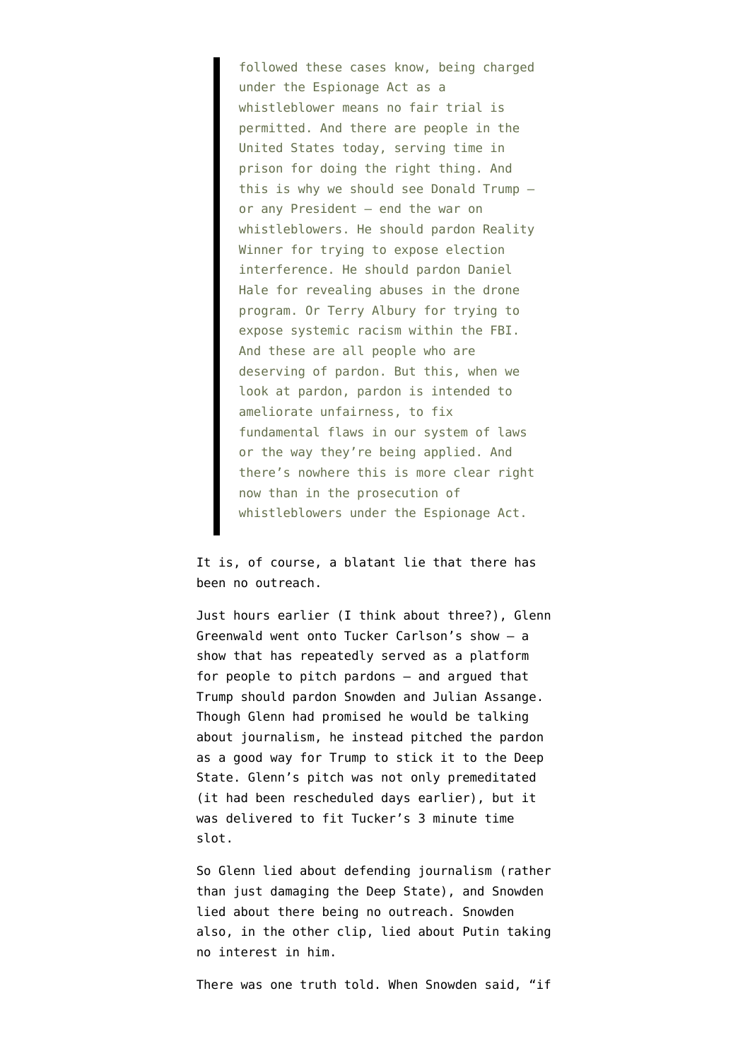> followed these cases know, being charged under the Espionage Act as a whistleblower means no fair trial is permitted. And there are people in the United States today, serving time in prison for doing the right thing. And this is why we should see Donald Trump — or any President — end the war on whistleblowers. He should pardon Reality Winner for trying to expose election interference. He should pardon Daniel Hale for revealing abuses in the drone program. Or Terry Albury for trying to expose systemic racism within the FBI. And these are all people who are deserving of pardon. But this, when we look at pardon, pardon is intended to ameliorate unfairness, to fix fundamental flaws in our system of laws or the way they're being applied. And there's nowhere this is more clear right now than in the prosecution of whistleblowers under the Espionage Act.

It is, of course, a blatant lie that there has been no outreach.

Just hours earlier (I think about three?), Glenn Greenwald went onto Tucker Carlson's show — a show that has repeatedly served as a platform for people to pitch pardons — and argued that Trump should pardon Snowden and Julian Assange. Though Glenn had promised he would be talking about journalism, he instead pitched the pardon as a good way for Trump to stick it to the Deep State. Glenn's pitch was not only premeditated (it had been rescheduled days earlier), but it was delivered to fit Tucker's 3 minute time slot.

So Glenn lied about defending journalism (rather than just damaging the Deep State), and Snowden lied about there being no outreach. Snowden also, in the other clip, lied about Putin taking no interest in him.

There was one truth told. When Snowden said, "if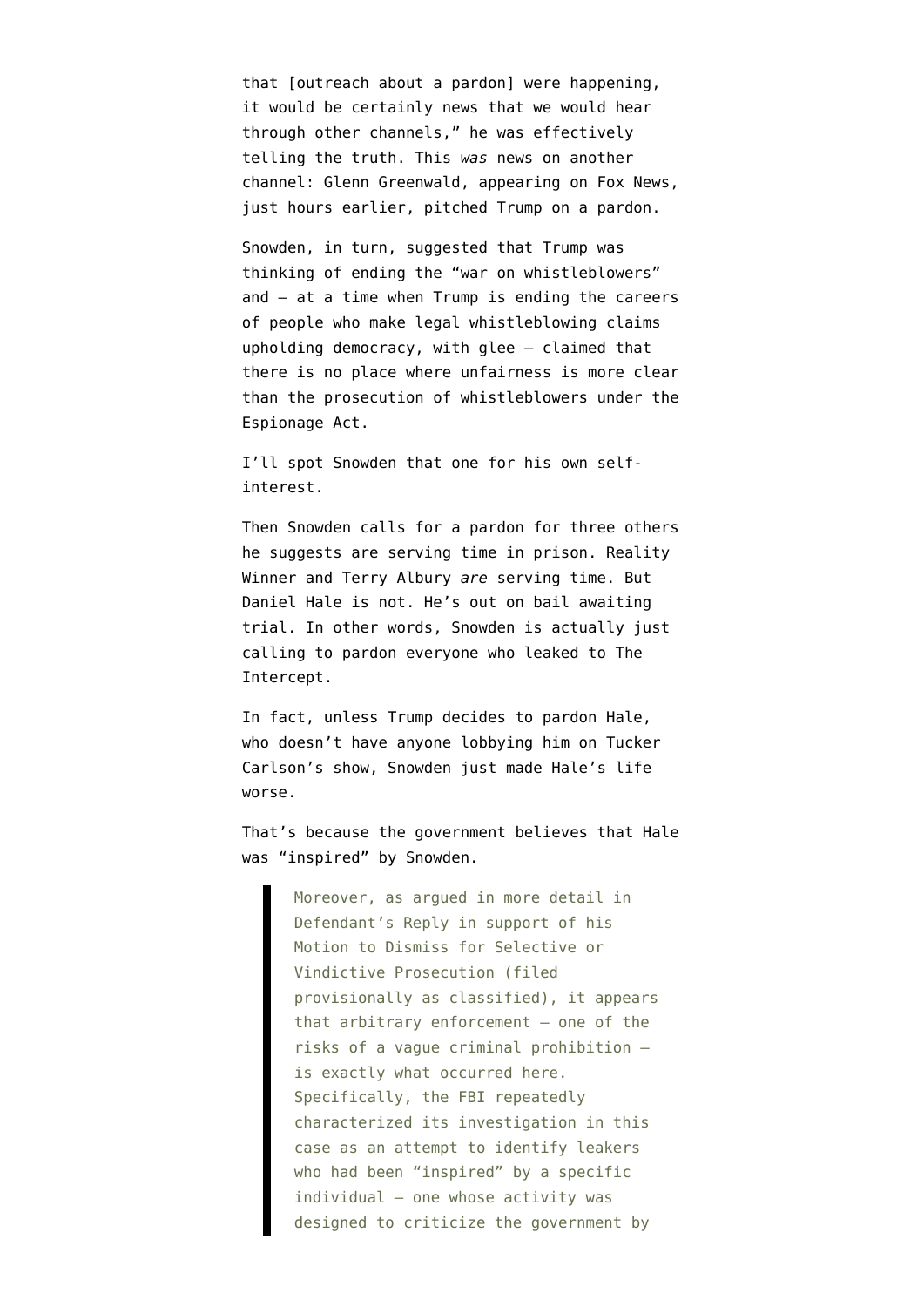that [outreach about a pardon] were happening, it would be certainly news that we would hear through other channels," he was effectively telling the truth. This *was* news on another channel: Glenn Greenwald, appearing on Fox News, just hours earlier, pitched Trump on a pardon.

Snowden, in turn, suggested that Trump was thinking of ending the "war on whistleblowers" and — at a time when Trump is ending the careers of people who make legal whistleblowing claims upholding democracy, with glee — claimed that there is no place where unfairness is more clear than the prosecution of whistleblowers under the Espionage Act.

I'll spot Snowden that one for his own self-interest.

Then Snowden calls for a pardon for three others he suggests are serving time in prison. Reality Winner and Terry Albury *are* serving time. But Daniel Hale is not. He's out on bail awaiting trial. In other words, Snowden is actually just calling to pardon everyone who leaked to The Intercept.

In fact, unless Trump decides to pardon Hale, who doesn't have anyone lobbying him on Tucker Carlson's show, Snowden just made Hale's life worse.

That's because the government believes that Hale was "inspired" by Snowden.

> Moreover, as argued in more detail in Defendant's Reply in support of his Motion to Dismiss for Selective or Vindictive Prosecution (filed provisionally as classified), it appears that arbitrary enforcement — one of the risks of a vague criminal prohibition — is exactly what occurred here. Specifically, the FBI repeatedly characterized its investigation in this case as an attempt to identify leakers who had been "inspired" by a specific individual — one whose activity was designed to criticize the government by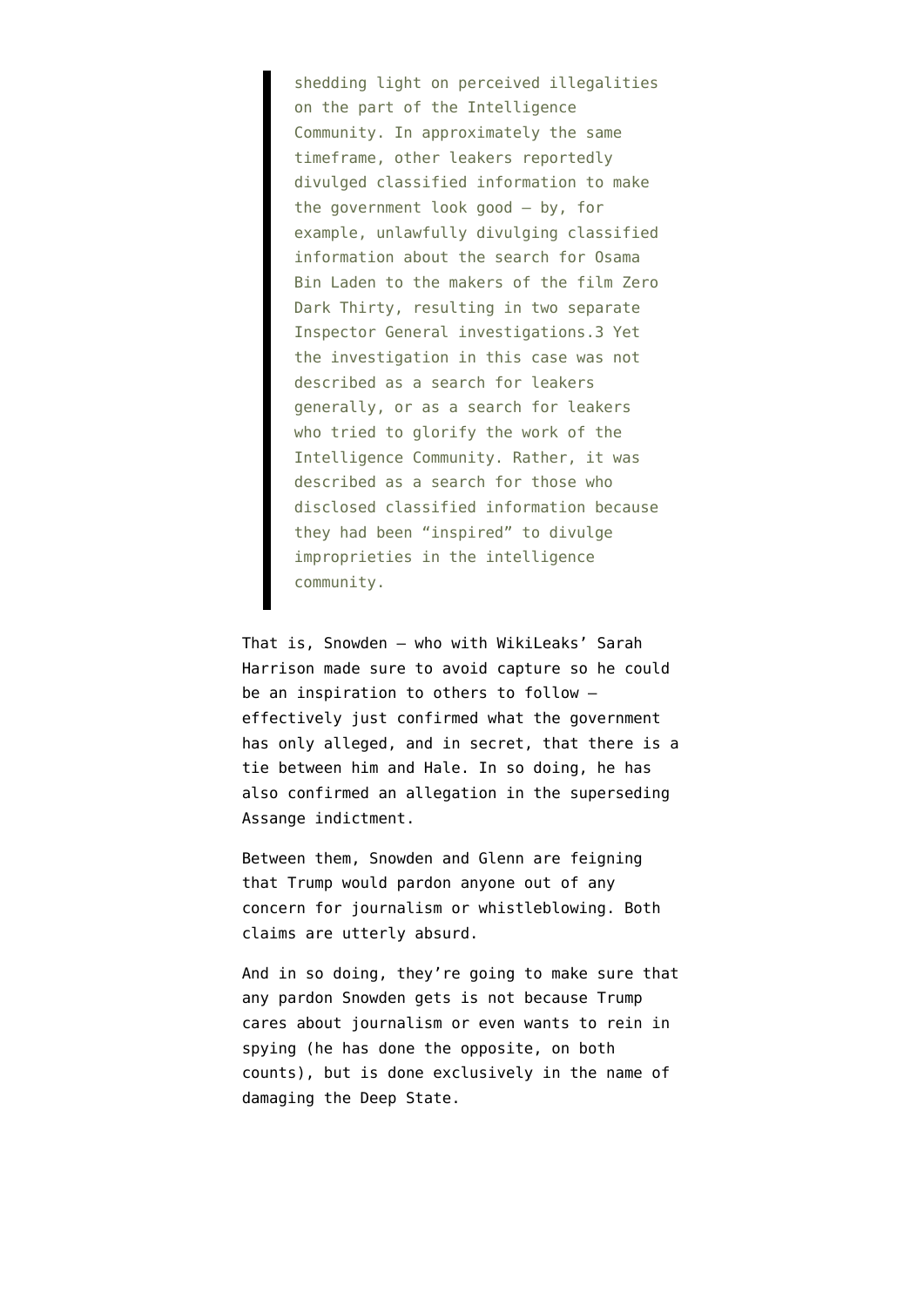> shedding light on perceived illegalities on the part of the Intelligence Community. In approximately the same timeframe, other leakers reportedly divulged classified information to make the government look good — by, for example, unlawfully divulging classified information about the search for Osama Bin Laden to the makers of the film Zero Dark Thirty, resulting in two separate Inspector General investigations.3 Yet the investigation in this case was not described as a search for leakers generally, or as a search for leakers who tried to glorify the work of the Intelligence Community. Rather, it was described as a search for those who disclosed classified information because they had been "inspired" to divulge improprieties in the intelligence community.

That is, Snowden — who with WikiLeaks' Sarah Harrison made sure to avoid capture so he could be an inspiration to others to follow — effectively just confirmed what the government has only alleged, and in secret, that there is a tie between him and Hale. In so doing, he has also confirmed an allegation in the superseding Assange indictment.

Between them, Snowden and Glenn are feigning that Trump would pardon anyone out of any concern for journalism or whistleblowing. Both claims are utterly absurd.

And in so doing, they're going to make sure that any pardon Snowden gets is not because Trump cares about journalism or even wants to rein in spying (he has done the opposite, on both counts), but is done exclusively in the name of damaging the Deep State.